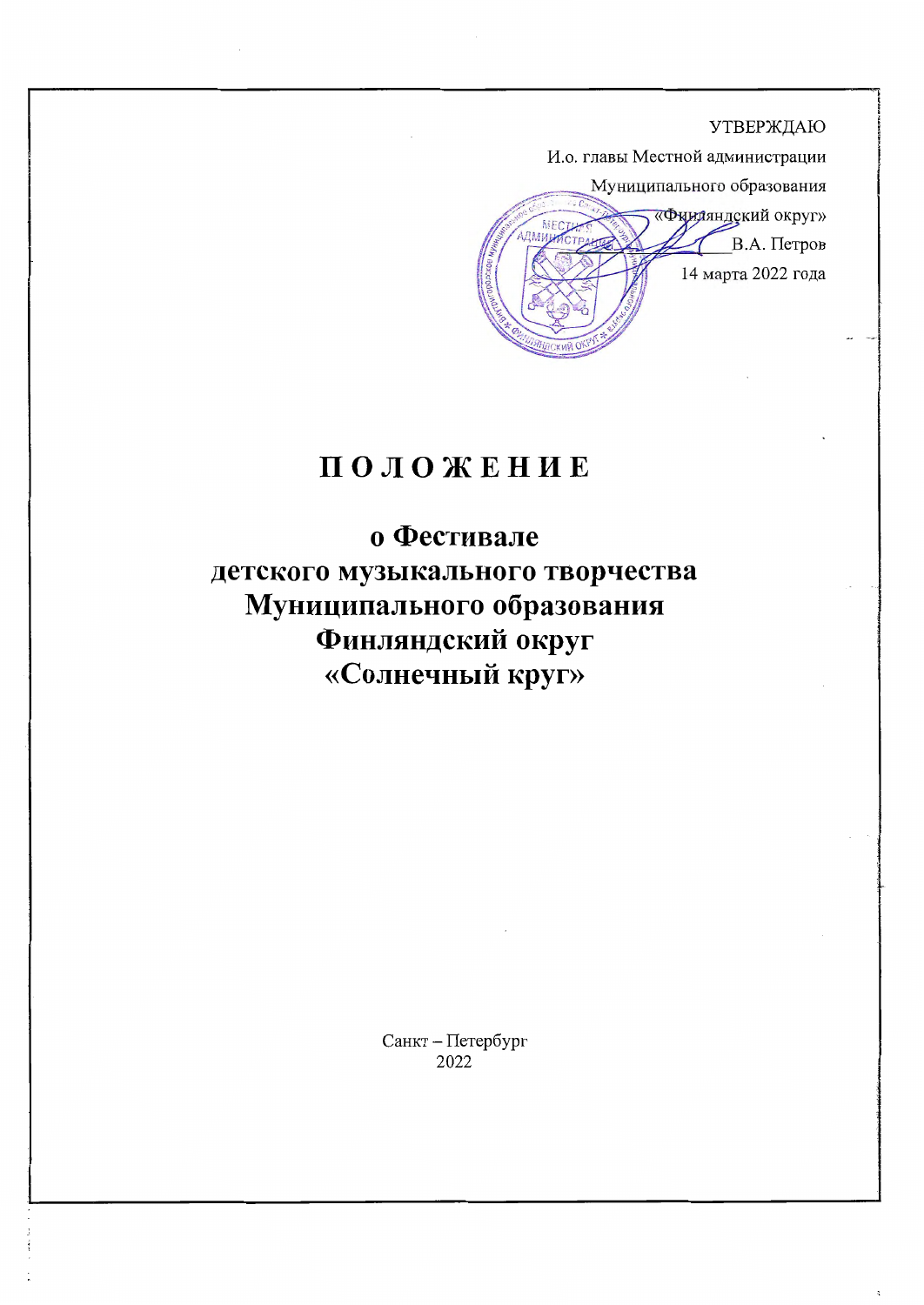УТВЕРЖДАЮ

И.о. главы Местной администрации

Муниципального образования

«Финляндский округ»

_____________ В.А. Петров

14 марта 2022 года

# П О Л О Ж Е Н И Е

## о Фестивале детского музыкального творчества Муниципального образования Финляндский округ «Солнечный круг»

Санкт – Петербург

2022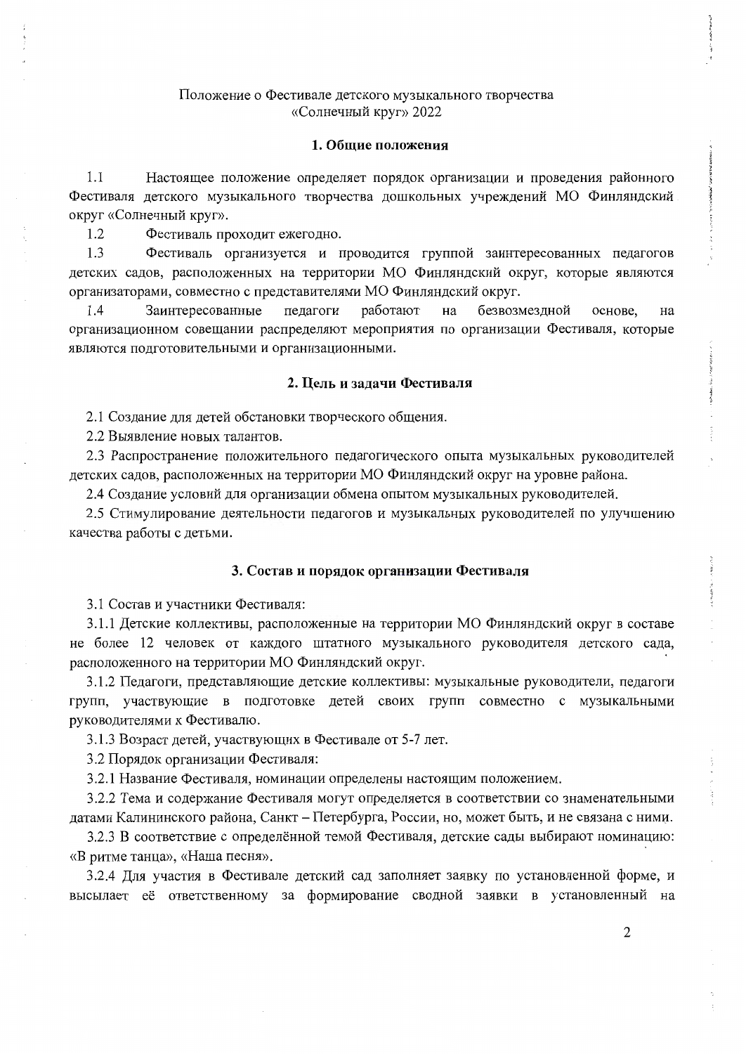Положение о Фестивале детского музыкального творчества
«Солнечный круг» 2022

## 1. Общие положения

1.1 Настоящее положение определяет порядок организации и проведения районного Фестиваля детского музыкального творчества дошкольных учреждений МО Финляндский округ «Солнечный круг».

1.2 Фестиваль проходит ежегодно.

1.3 Фестиваль организуется и проводится группой заинтересованных педагогов детских садов, расположенных на территории МО Финляндский округ, которые являются организаторами, совместно с представителями МО Финляндский округ.

1.4 Заинтересованные педагоги работают на безвозмездной основе, на организационном совещании распределяют мероприятия по организации Фестиваля, которые являются подготовительными и организационными.

## 2. Цель и задачи Фестиваля

2.1 Создание для детей обстановки творческого общения.

2.2 Выявление новых талантов.

2.3 Распространение положительного педагогического опыта музыкальных руководителей детских садов, расположенных на территории МО Финляндский округ на уровне района.

2.4 Создание условий для организации обмена опытом музыкальных руководителей.

2.5 Стимулирование деятельности педагогов и музыкальных руководителей по улучшению качества работы с детьми.

## 3. Состав и порядок организации Фестиваля

3.1 Состав и участники Фестиваля:

3.1.1 Детские коллективы, расположенные на территории МО Финляндский округ в составе не более 12 человек от каждого штатного музыкального руководителя детского сада, расположенного на территории МО Финляндский округ.

3.1.2 Педагоги, представляющие детские коллективы: музыкальные руководители, педагоги групп, участвующие в подготовке детей своих групп совместно с музыкальными руководителями к Фестивалю.

3.1.3 Возраст детей, участвующих в Фестивале от 5-7 лет.

3.2 Порядок организации Фестиваля:

3.2.1 Название Фестиваля, номинации определены настоящим положением.

3.2.2 Тема и содержание Фестиваля могут определяется в соответствии со знаменательными датами Калининского района, Санкт – Петербурга, России, но, может быть, и не связана с ними.

3.2.3 В соответствие с определённой темой Фестиваля, детские сады выбирают номинацию: «В ритме танца», «Наша песня».

3.2.4 Для участия в Фестивале детский сад заполняет заявку по установленной форме, и высылает её ответственному за формирование сводной заявки в установленный на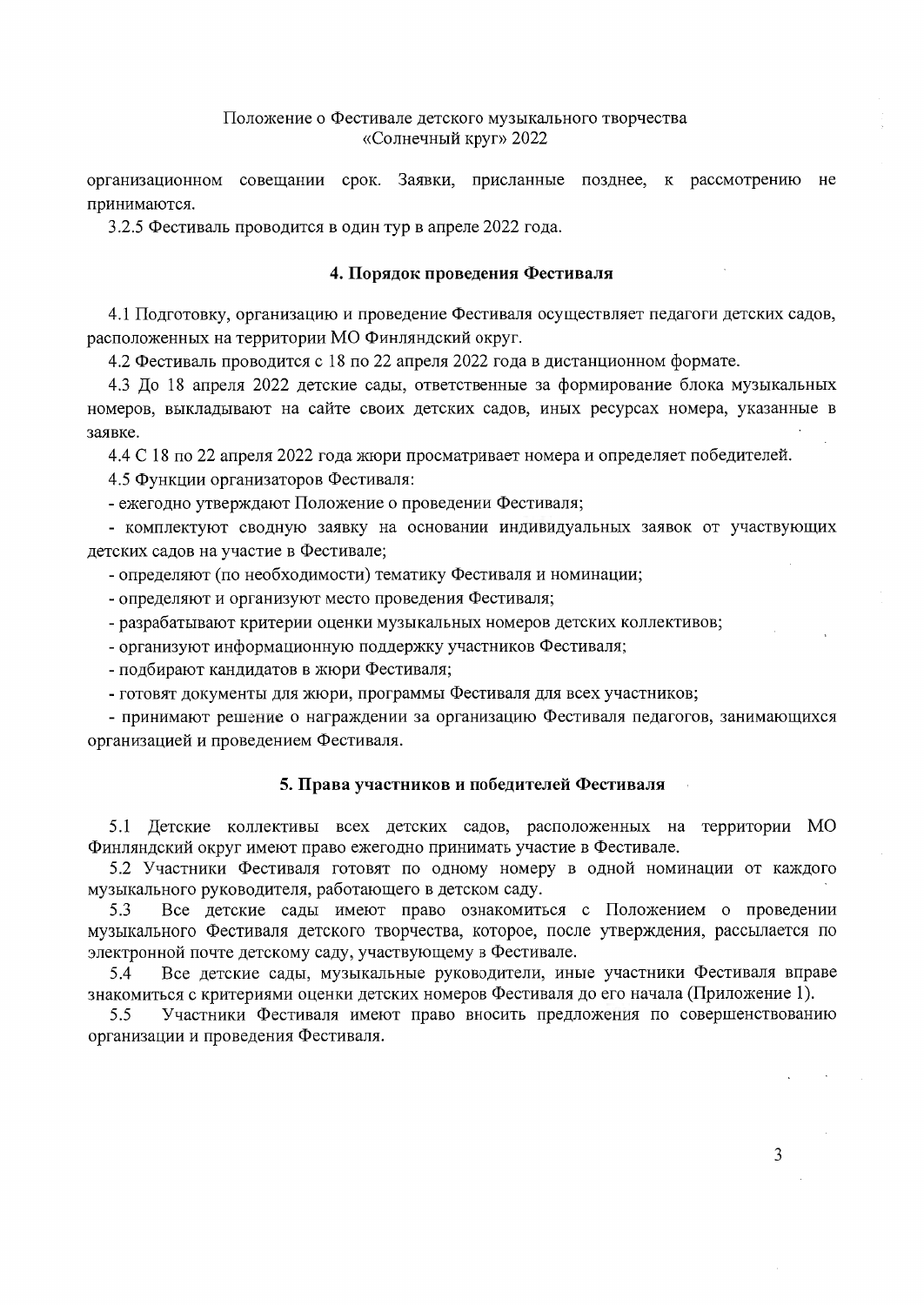организационном совещании срок. Заявки, присланные позднее, к рассмотрению не принимаются.

3.2.5 Фестиваль проводится в один тур в апреле 2022 года.

## 4. Порядок проведения Фестиваля

4.1 Подготовку, организацию и проведение Фестиваля осуществляет педагоги детских садов, расположенных на территории МО Финляндский округ.

4.2 Фестиваль проводится с 18 по 22 апреля 2022 года в дистанционном формате.

4.3 До 18 апреля 2022 детские сады, ответственные за формирование блока музыкальных номеров, выкладывают на сайте своих детских садов, иных ресурсах номера, указанные в заявке.

4.4 С 18 по 22 апреля 2022 года жюри просматривает номера и определяет победителей.

4.5 Функции организаторов Фестиваля:

- ежегодно утверждают Положение о проведении Фестиваля;
- комплектуют сводную заявку на основании индивидуальных заявок от участвующих детских садов на участие в Фестивале;
- определяют (по необходимости) тематику Фестиваля и номинации;
- определяют и организуют место проведения Фестиваля;
- разрабатывают критерии оценки музыкальных номеров детских коллективов;
- организуют информационную поддержку участников Фестиваля;
- подбирают кандидатов в жюри Фестиваля;
- готовят документы для жюри, программы Фестиваля для всех участников;
- принимают решение о награждении за организацию Фестиваля педагогов, занимающихся организацией и проведением Фестиваля.

## 5. Права участников и победителей Фестиваля

5.1 Детские коллективы всех детских садов, расположенных на территории МО Финляндский округ имеют право ежегодно принимать участие в Фестивале.

5.2 Участники Фестиваля готовят по одному номеру в одной номинации от каждого музыкального руководителя, работающего в детском саду.

5.3 Все детские сады имеют право ознакомиться с Положением о проведении музыкального Фестиваля детского творчества, которое, после утверждения, рассылается по электронной почте детскому саду, участвующему в Фестивале.

5.4 Все детские сады, музыкальные руководители, иные участники Фестиваля вправе знакомиться с критериями оценки детских номеров Фестиваля до его начала (Приложение 1).

5.5 Участники Фестиваля имеют право вносить предложения по совершенствованию организации и проведения Фестиваля.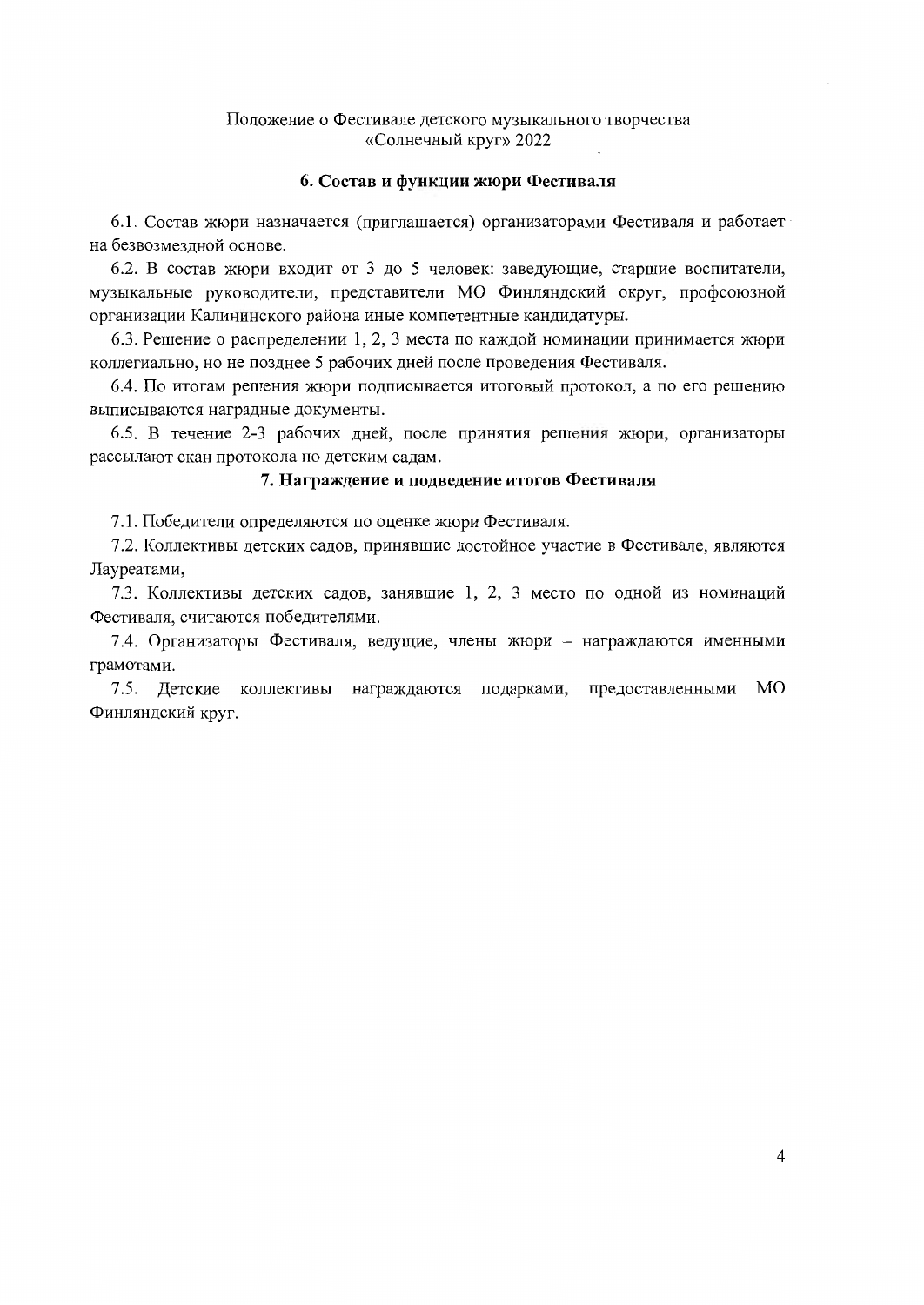## 6. Состав и функции жюри Фестиваля

6.1. Состав жюри назначается (приглашается) организаторами Фестиваля и работает на безвозмездной основе.

6.2. В состав жюри входит от 3 до 5 человек: заведующие, старшие воспитатели, музыкальные руководители, представители МО Финляндский округ, профсоюзной организации Калининского района иные компетентные кандидатуры.

6.3. Решение о распределении 1, 2, 3 места по каждой номинации принимается жюри коллегиально, но не позднее 5 рабочих дней после проведения Фестиваля.

6.4. По итогам решения жюри подписывается итоговый протокол, а по его решению выписываются наградные документы.

6.5. В течение 2-3 рабочих дней, после принятия решения жюри, организаторы рассылают скан протокола по детским садам.

## 7. Награждение и подведение итогов Фестиваля

7.1. Победители определяются по оценке жюри Фестиваля.

7.2. Коллективы детских садов, принявшие достойное участие в Фестивале, являются Лауреатами,

7.3. Коллективы детских садов, занявшие 1, 2, 3 место по одной из номинаций Фестиваля, считаются победителями.

7.4. Организаторы Фестиваля, ведущие, члены жюри – награждаются именными грамотами.

7.5. Детские коллективы награждаются подарками, предоставленными МО Финляндский круг.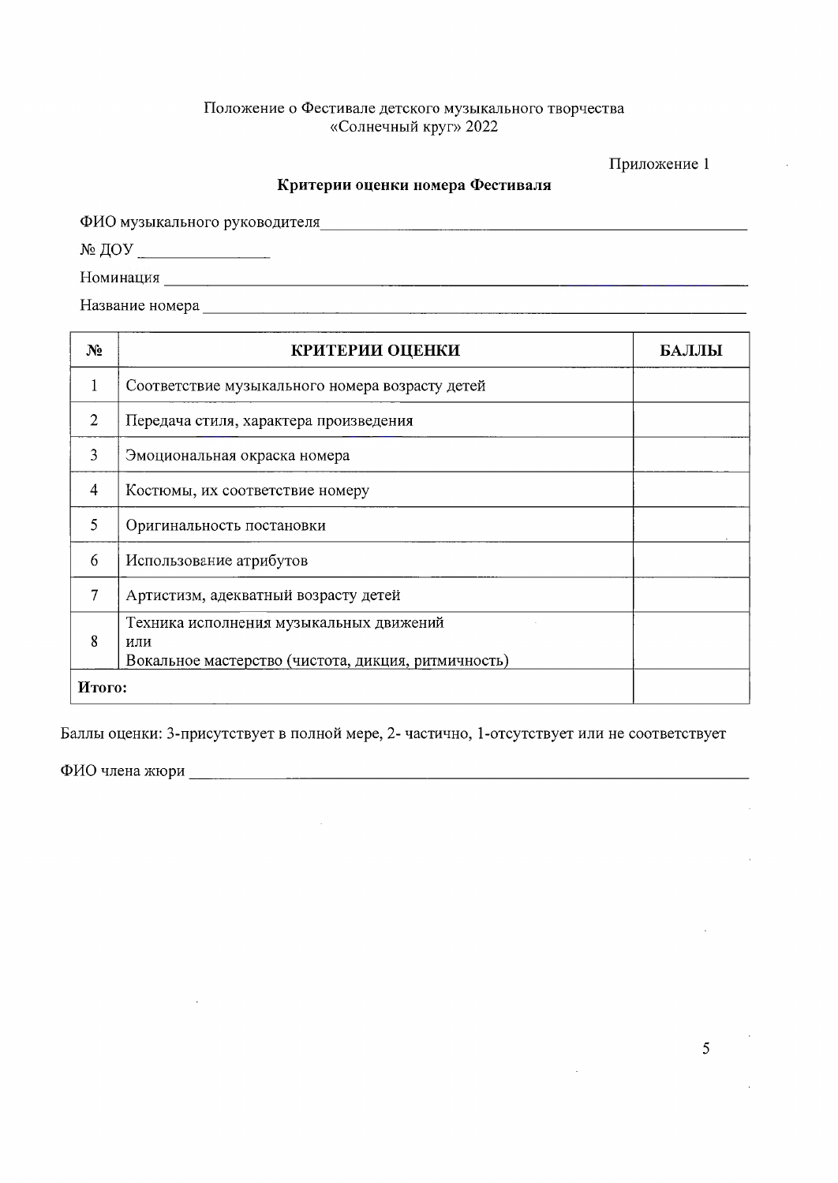Положение о Фестивале детского музыкального творчества «Солнечный круг» 2022

Приложение 1

**Критерии оценки номера Фестиваля**

ФИО музыкального руководителя ______________________________

№ ДОУ ______________

Номинация ______________________________

Название номера ______________________________

| № | КРИТЕРИИ ОЦЕНКИ | БАЛЛЫ |
|---|---|---|
| 1 | Соответствие музыкального номера возрасту детей | |
| 2 | Передача стиля, характера произведения | |
| 3 | Эмоциональная окраска номера | |
| 4 | Костюмы, их соответствие номеру | |
| 5 | Оригинальность постановки | |
| 6 | Использование атрибутов | |
| 7 | Артистизм, адекватный возрасту детей | |
| 8 | Техника исполнения музыкальных движений<br>или<br>Вокальное мастерство (чистота, дикция, ритмичность) | |
| **Итого:** | | |

Баллы оценки: 3-присутствует в полной мере, 2- частично, 1-отсутствует или не соответствует

ФИО члена жюри ______________________________